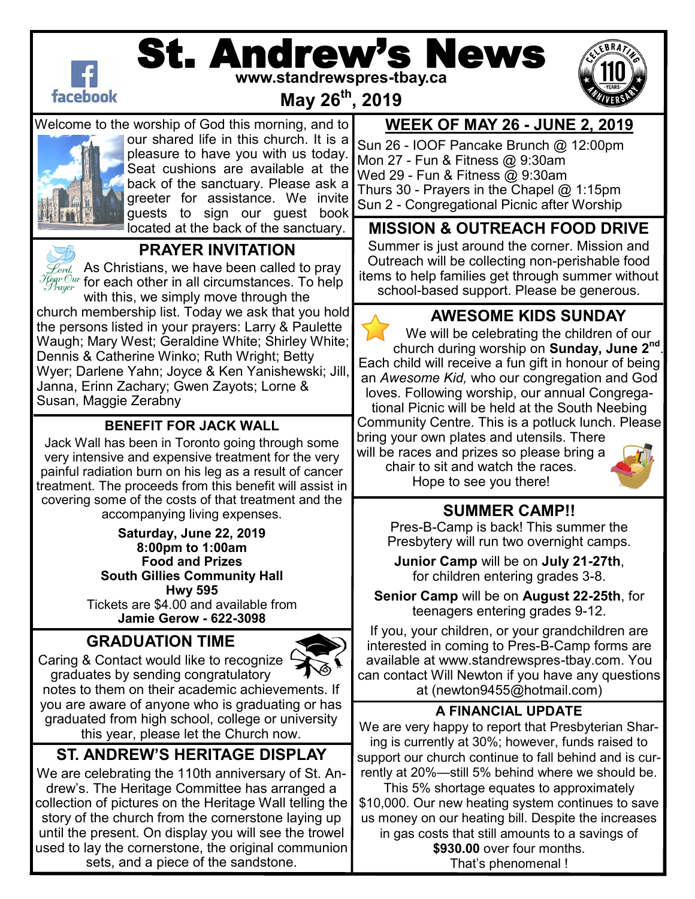# St. Andrew's News

www.standrewspres-tbay.ca

**May 26th, 2019**

Welcome to the worship of God this morning, and to our shared life in this church. It is a pleasure to have you with us today. Seat cushions are available at the back of the sanctuary. Please ask a greeter for assistance. We invite guests to sign our guest book located at the back of the sanctuary.

## PRAYER INVITATION

As Christians, we have been called to pray for each other in all circumstances. To help with this, we simply move through the church membership list. Today we ask that you hold the persons listed in your prayers: Larry & Paulette Waugh; Mary West; Geraldine White; Shirley White; Dennis & Catherine Winko; Ruth Wright; Betty Wyer; Darlene Yahn; Joyce & Ken Yanishewski; Jill, Janna, Erinn Zachary; Gwen Zayots; Lorne & Susan, Maggie Zerabny

## BENEFIT FOR JACK WALL

Jack Wall has been in Toronto going through some very intensive and expensive treatment for the very painful radiation burn on his leg as a result of cancer treatment. The proceeds from this benefit will assist in covering some of the costs of that treatment and the accompanying living expenses.

**Saturday, June 22, 2019**
**8:00pm to 1:00am**
**Food and Prizes**
**South Gillies Community Hall**
**Hwy 595**
Tickets are $4.00 and available from
**Jamie Gerow - 622-3098**

## GRADUATION TIME

Caring & Contact would like to recognize graduates by sending congratulatory notes to them on their academic achievements. If you are aware of anyone who is graduating or has graduated from high school, college or university this year, please let the Church now.

## ST. ANDREW'S HERITAGE DISPLAY

We are celebrating the 110th anniversary of St. Andrew's. The Heritage Committee has arranged a collection of pictures on the Heritage Wall telling the story of the church from the cornerstone laying up until the present. On display you will see the trowel used to lay the cornerstone, the original communion sets, and a piece of the sandstone.

## WEEK OF MAY 26 - JUNE 2, 2019

- Sun 26 - IOOF Pancake Brunch @ 12:00pm
- Mon 27 - Fun & Fitness @ 9:30am
- Wed 29 - Fun & Fitness @ 9:30am
- Thurs 30 - Prayers in the Chapel @ 1:15pm
- Sun 2 - Congregational Picnic after Worship

## MISSION & OUTREACH FOOD DRIVE

Summer is just around the corner. Mission and Outreach will be collecting non-perishable food items to help families get through summer without school-based support. Please be generous.

## AWESOME KIDS SUNDAY

We will be celebrating the children of our church during worship on **Sunday, June 2nd**. Each child will receive a fun gift in honour of being an *Awesome Kid,* who our congregation and God loves. Following worship, our annual Congregational Picnic will be held at the South Neebing Community Centre. This is a potluck lunch. Please bring your own plates and utensils. There will be races and prizes so please bring a chair to sit and watch the races. Hope to see you there!

## SUMMER CAMP!!

Pres-B-Camp is back! This summer the Presbytery will run two overnight camps.

**Junior Camp** will be on **July 21-27th**, for children entering grades 3-8.

**Senior Camp** will be on **August 22-25th**, for teenagers entering grades 9-12.

If you, your children, or your grandchildren are interested in coming to Pres-B-Camp forms are available at www.standrewspres-tbay.com. You can contact Will Newton if you have any questions at (newton9455@hotmail.com)

## A FINANCIAL UPDATE

We are very happy to report that Presbyterian Sharing is currently at 30%; however, funds raised to support our church continue to fall behind and is currently at 20%—still 5% behind where we should be. This 5% shortage equates to approximately $10,000. Our new heating system continues to save us money on our heating bill. Despite the increases in gas costs that still amounts to a savings of **$930.00** over four months. That's phenomenal !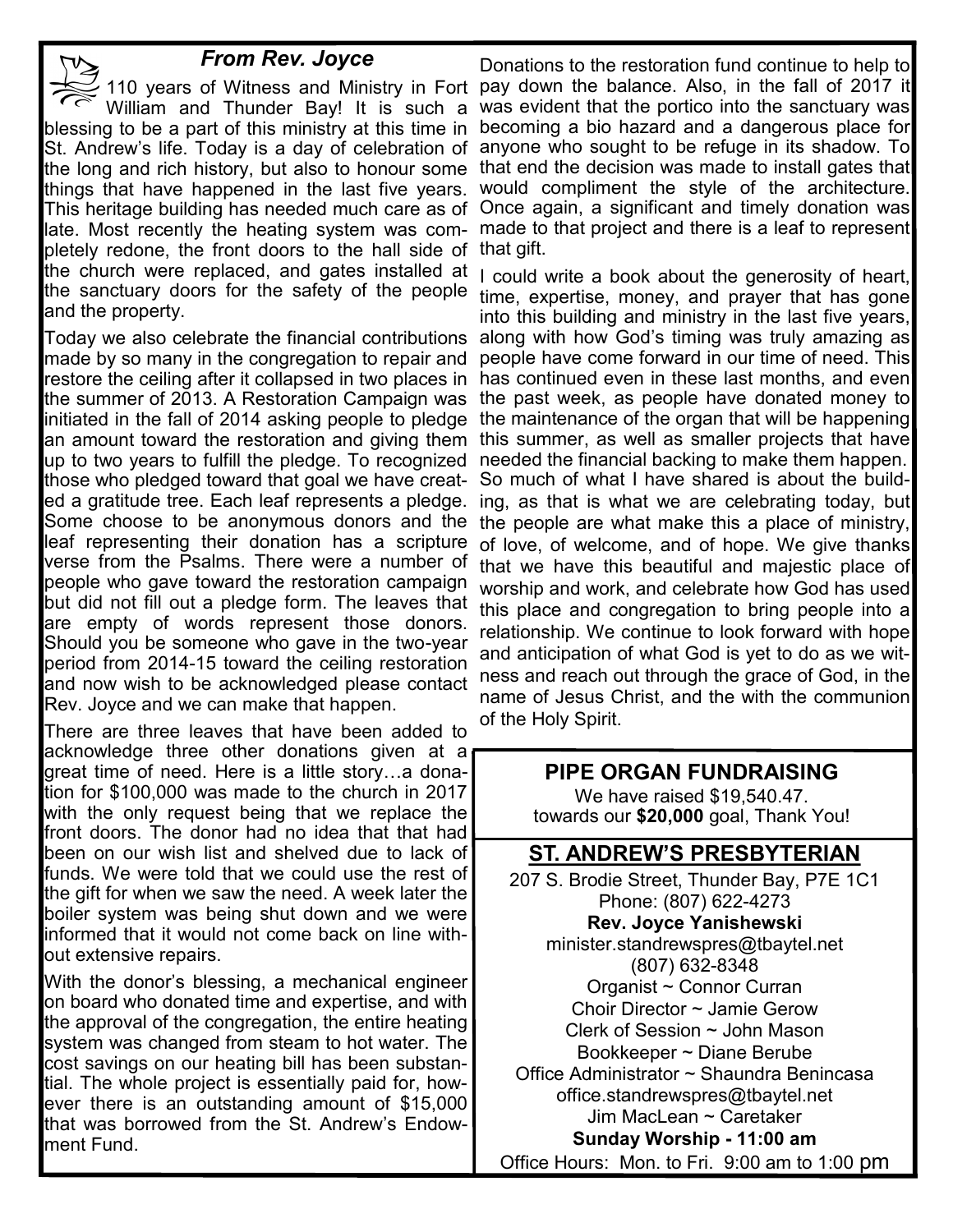## *From Rev. Joyce*

110 years of Witness and Ministry in Fort William and Thunder Bay! It is such a blessing to be a part of this ministry at this time in St. Andrew's life. Today is a day of celebration of the long and rich history, but also to honour some things that have happened in the last five years. This heritage building has needed much care as of late. Most recently the heating system was completely redone, the front doors to the hall side of the church were replaced, and gates installed at the sanctuary doors for the safety of the people and the property.

Today we also celebrate the financial contributions made by so many in the congregation to repair and restore the ceiling after it collapsed in two places in the summer of 2013. A Restoration Campaign was initiated in the fall of 2014 asking people to pledge an amount toward the restoration and giving them up to two years to fulfill the pledge. To recognized those who pledged toward that goal we have created a gratitude tree. Each leaf represents a pledge. Some choose to be anonymous donors and the leaf representing their donation has a scripture verse from the Psalms. There were a number of people who gave toward the restoration campaign but did not fill out a pledge form. The leaves that are empty of words represent those donors. Should you be someone who gave in the two-year period from 2014-15 toward the ceiling restoration and now wish to be acknowledged please contact Rev. Joyce and we can make that happen.

There are three leaves that have been added to acknowledge three other donations given at a great time of need. Here is a little story…a donation for $100,000 was made to the church in 2017 with the only request being that we replace the front doors. The donor had no idea that that had been on our wish list and shelved due to lack of funds. We were told that we could use the rest of the gift for when we saw the need. A week later the boiler system was being shut down and we were informed that it would not come back on line without extensive repairs.

With the donor's blessing, a mechanical engineer on board who donated time and expertise, and with the approval of the congregation, the entire heating system was changed from steam to hot water. The cost savings on our heating bill has been substantial. The whole project is essentially paid for, however there is an outstanding amount of $15,000 that was borrowed from the St. Andrew's Endowment Fund.

Donations to the restoration fund continue to help to pay down the balance. Also, in the fall of 2017 it was evident that the portico into the sanctuary was becoming a bio hazard and a dangerous place for anyone who sought to be refuge in its shadow. To that end the decision was made to install gates that would compliment the style of the architecture. Once again, a significant and timely donation was made to that project and there is a leaf to represent that gift.

I could write a book about the generosity of heart, time, expertise, money, and prayer that has gone into this building and ministry in the last five years, along with how God's timing was truly amazing as people have come forward in our time of need. This has continued even in these last months, and even the past week, as people have donated money to the maintenance of the organ that will be happening this summer, as well as smaller projects that have needed the financial backing to make them happen. So much of what I have shared is about the building, as that is what we are celebrating today, but the people are what make this a place of ministry, of love, of welcome, and of hope. We give thanks that we have this beautiful and majestic place of worship and work, and celebrate how God has used this place and congregation to bring people into a relationship. We continue to look forward with hope and anticipation of what God is yet to do as we witness and reach out through the grace of God, in the name of Jesus Christ, and the with the communion of the Holy Spirit.

## PIPE ORGAN FUNDRAISING

We have raised $19,540.47.
towards our **$20,000** goal, Thank You!

## ST. ANDREW'S PRESBYTERIAN

207 S. Brodie Street, Thunder Bay, P7E 1C1
Phone: (807) 622-4273
**Rev. Joyce Yanishewski**
minister.standrewspres@tbaytel.net
(807) 632-8348
Organist ~ Connor Curran
Choir Director ~ Jamie Gerow
Clerk of Session ~ John Mason
Bookkeeper ~ Diane Berube
Office Administrator ~ Shaundra Benincasa
office.standrewspres@tbaytel.net
Jim MacLean ~ Caretaker
**Sunday Worship - 11:00 am**
Office Hours: Mon. to Fri. 9:00 am to 1:00 pm